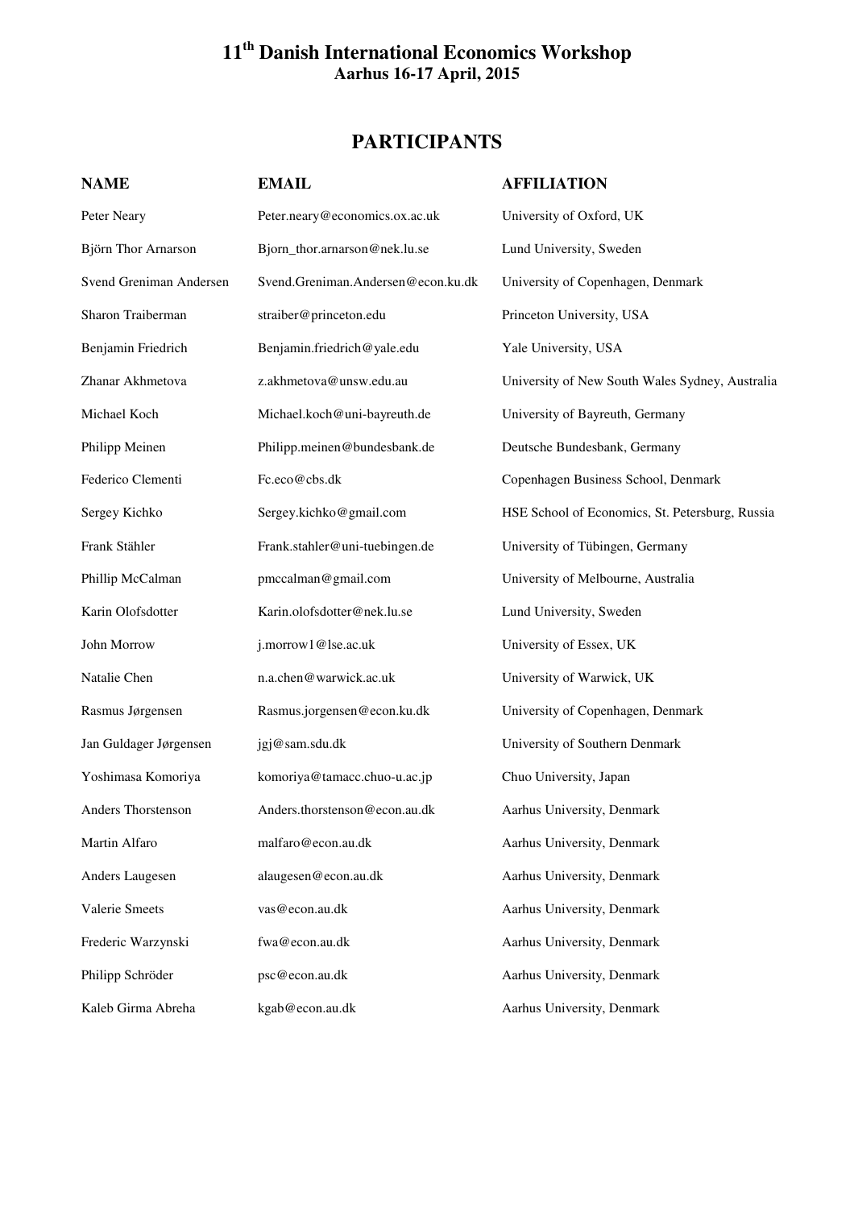# 11th Danish International Economics Workshop

**Aarhus 16-17 April, 2015**

## PARTICIPANTS

| NAME | EMAIL | AFFILIATION |
|---|---|---|
| Peter Neary | Peter.neary@economics.ox.ac.uk | University of Oxford, UK |
| Björn Thor Arnarson | Bjorn_thor.arnarson@nek.lu.se | Lund University, Sweden |
| Svend Greniman Andersen | Svend.Greniman.Andersen@econ.ku.dk | University of Copenhagen, Denmark |
| Sharon Traiberman | straiber@princeton.edu | Princeton University, USA |
| Benjamin Friedrich | Benjamin.friedrich@yale.edu | Yale University, USA |
| Zhanar Akhmetova | z.akhmetova@unsw.edu.au | University of New South Wales Sydney, Australia |
| Michael Koch | Michael.koch@uni-bayreuth.de | University of Bayreuth, Germany |
| Philipp Meinen | Philipp.meinen@bundesbank.de | Deutsche Bundesbank, Germany |
| Federico Clementi | Fc.eco@cbs.dk | Copenhagen Business School, Denmark |
| Sergey Kichko | Sergey.kichko@gmail.com | HSE School of Economics, St. Petersburg, Russia |
| Frank Stähler | Frank.stahler@uni-tuebingen.de | University of Tübingen, Germany |
| Phillip McCalman | pmccalman@gmail.com | University of Melbourne, Australia |
| Karin Olofsdotter | Karin.olofsdotter@nek.lu.se | Lund University, Sweden |
| John Morrow | j.morrow1@lse.ac.uk | University of Essex, UK |
| Natalie Chen | n.a.chen@warwick.ac.uk | University of Warwick, UK |
| Rasmus Jørgensen | Rasmus.jorgensen@econ.ku.dk | University of Copenhagen, Denmark |
| Jan Guldager Jørgensen | jgj@sam.sdu.dk | University of Southern Denmark |
| Yoshimasa Komoriya | komoriya@tamacc.chuo-u.ac.jp | Chuo University, Japan |
| Anders Thorstenson | Anders.thorstenson@econ.au.dk | Aarhus University, Denmark |
| Martin Alfaro | malfaro@econ.au.dk | Aarhus University, Denmark |
| Anders Laugesen | alaugesen@econ.au.dk | Aarhus University, Denmark |
| Valerie Smeets | vas@econ.au.dk | Aarhus University, Denmark |
| Frederic Warzynski | fwa@econ.au.dk | Aarhus University, Denmark |
| Philipp Schröder | psc@econ.au.dk | Aarhus University, Denmark |
| Kaleb Girma Abreha | kgab@econ.au.dk | Aarhus University, Denmark |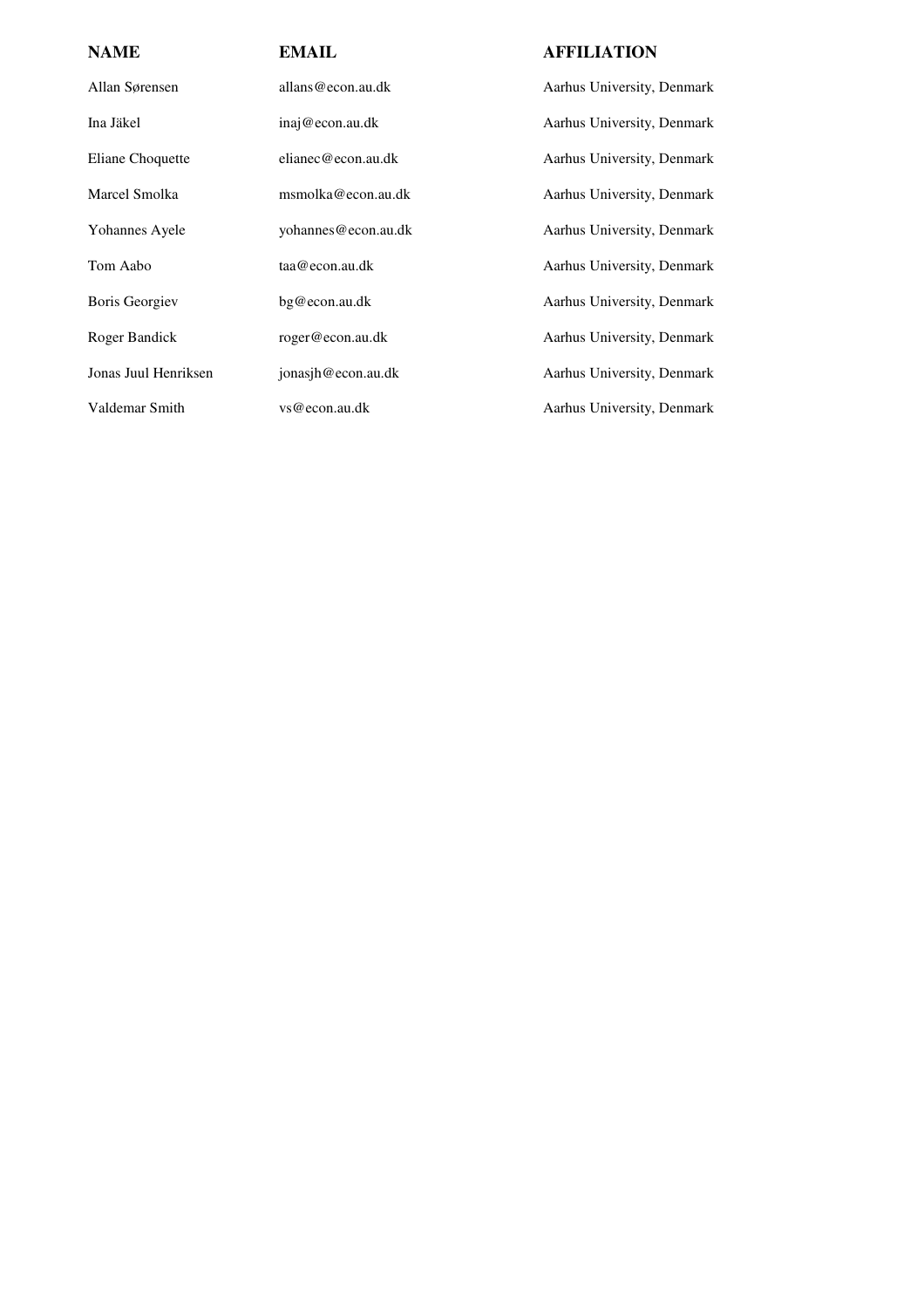| NAME | EMAIL | AFFILIATION |
|---|---|---|
| Allan Sørensen | allans@econ.au.dk | Aarhus University, Denmark |
| Ina Jäkel | inaj@econ.au.dk | Aarhus University, Denmark |
| Eliane Choquette | elianec@econ.au.dk | Aarhus University, Denmark |
| Marcel Smolka | msmolka@econ.au.dk | Aarhus University, Denmark |
| Yohannes Ayele | yohannes@econ.au.dk | Aarhus University, Denmark |
| Tom Aabo | taa@econ.au.dk | Aarhus University, Denmark |
| Boris Georgiev | bg@econ.au.dk | Aarhus University, Denmark |
| Roger Bandick | roger@econ.au.dk | Aarhus University, Denmark |
| Jonas Juul Henriksen | jonasjh@econ.au.dk | Aarhus University, Denmark |
| Valdemar Smith | vs@econ.au.dk | Aarhus University, Denmark |